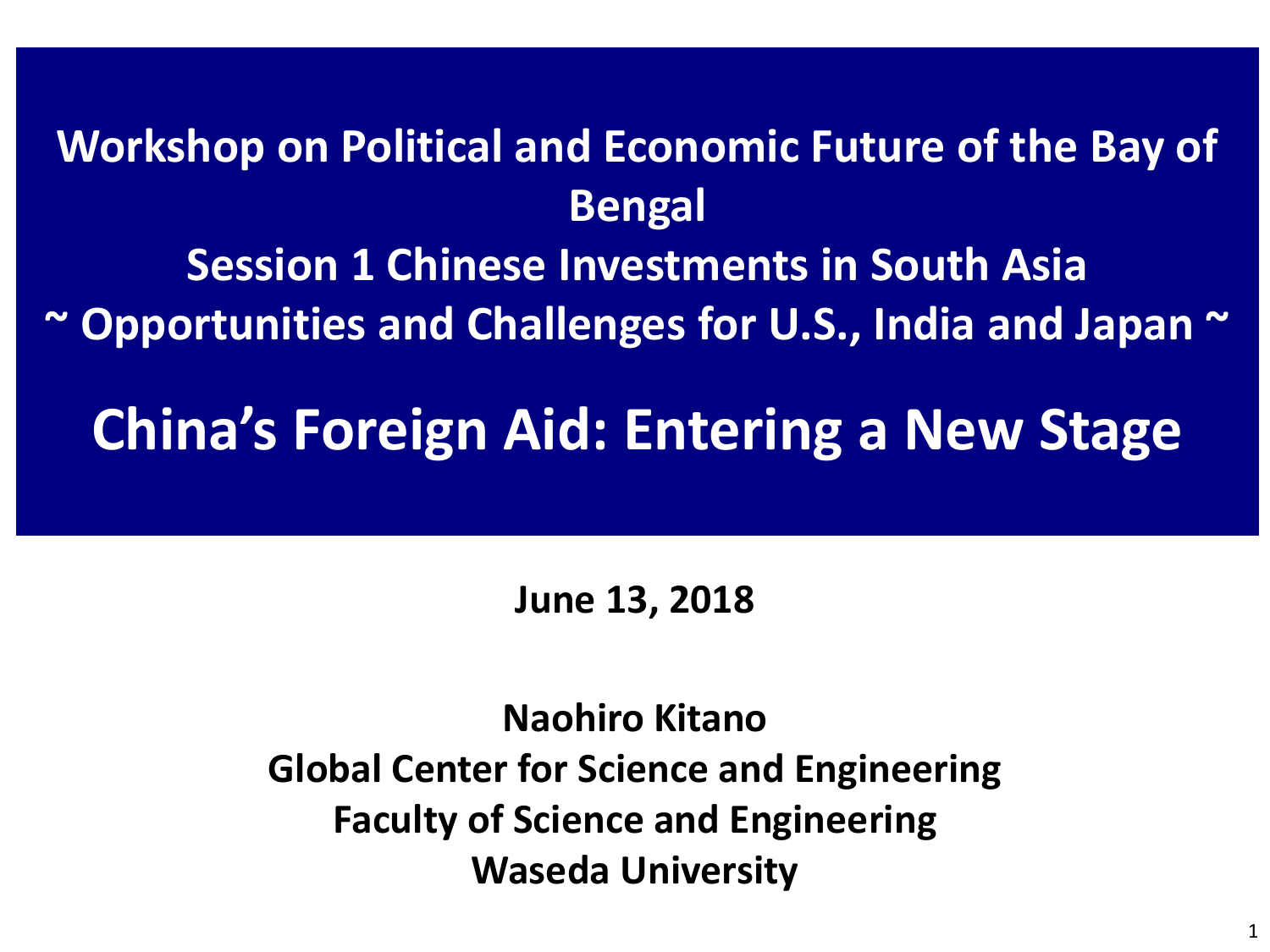**Workshop on Political and Economic Future of the Bay of Bengal**

**Session 1 Chinese Investments in South Asia**

**~ Opportunities and Challenges for U.S., India and Japan ~**

# China's Foreign Aid: Entering a New Stage

**June 13, 2018**

**Naohiro Kitano**
**Global Center for Science and Engineering**
**Faculty of Science and Engineering**
**Waseda University**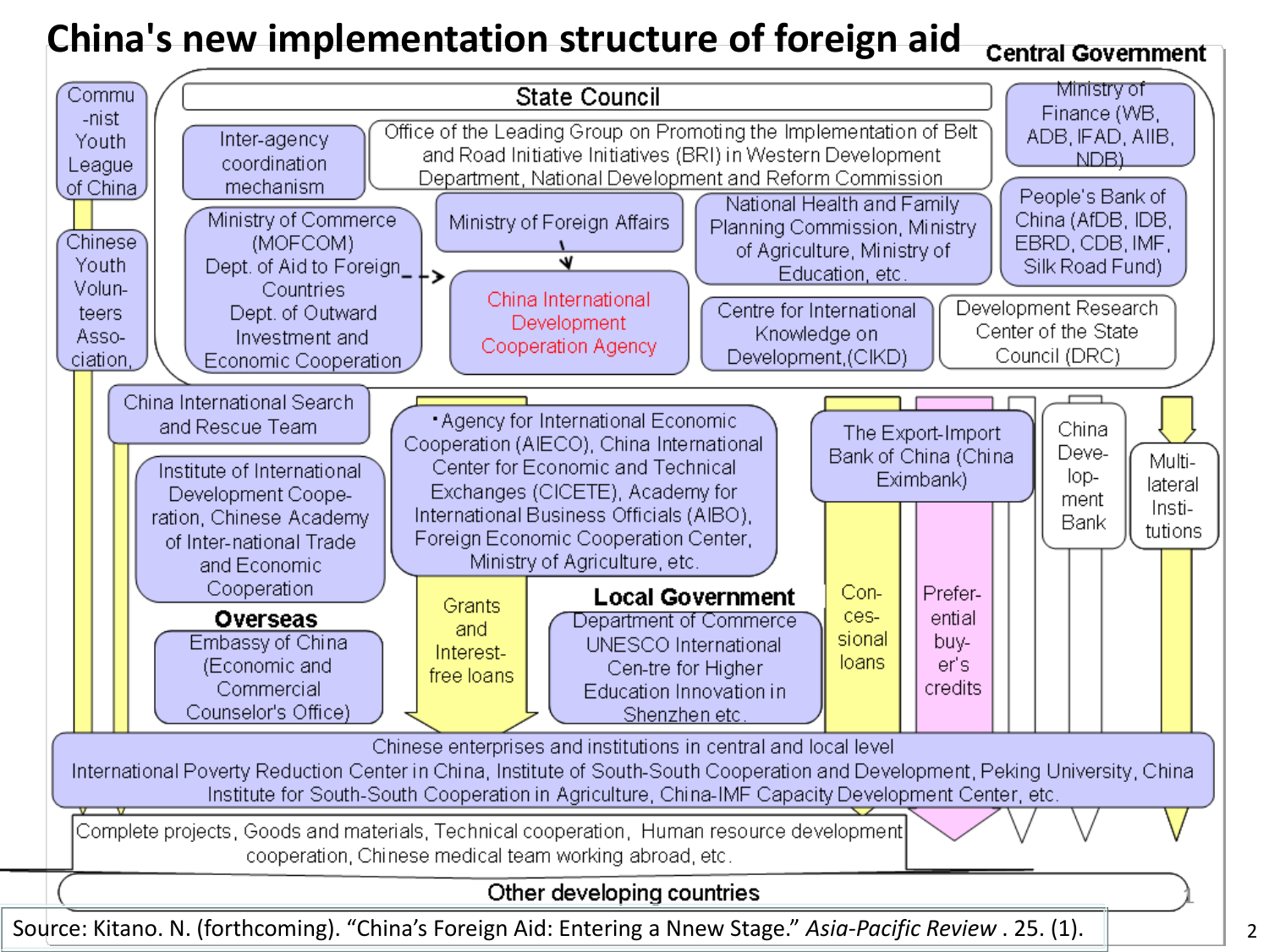# China's new implementation structure of foreign aid

**Central Government**

State Council

- Inter-agency coordination mechanism
- Office of the Leading Group on Promoting the Implementation of Belt and Road Initiative Initiatives (BRI) in Western Development Department, National Development and Reform Commission
- Ministry of Finance (WB, ADB, IFAD, AIIB, NDB)
- Ministry of Commerce (MOFCOM) Dept. of Aid to Foreign Countries Dept. of Outward Investment and Economic Cooperation
- Ministry of Foreign Affairs
- China International Development Cooperation Agency
- National Health and Family Planning Commission, Ministry of Agriculture, Ministry of Education, etc.
- People's Bank of China (AfDB, IDB, EBRD, CDB, IMF, Silk Road Fund)
- Centre for International Knowledge on Development,(CIKD)
- Development Research Center of the State Council (DRC)

Communist Youth League of China

Chinese Youth Volunteers Association,

China International Search and Rescue Team

Institute of International Development Cooperation, Chinese Academy of Inter-national Trade and Economic Cooperation

・Agency for International Economic Cooperation (AIECO), China International Center for Economic and Technical Exchanges (CICETE), Academy for International Business Officials (AIBO), Foreign Economic Cooperation Center, Ministry of Agriculture, etc.

Grants and Interest-free loans

**Overseas**

Embassy of China (Economic and Commercial Counselor's Office)

**Local Government**

Department of Commerce UNESCO International Cen-tre for Higher Education Innovation in Shenzhen etc.

The Export-Import Bank of China (China Eximbank)

Con-ces-sional loans

Prefer-ential buy-er's credits

China Deve-lop-ment Bank

Multi-lateral Insti-tutions

Chinese enterprises and institutions in central and local level
International Poverty Reduction Center in China, Institute of South-South Cooperation and Development, Peking University, China Institute for South-South Cooperation in Agriculture, China-IMF Capacity Development Center, etc.

Complete projects, Goods and materials, Technical cooperation, Human resource development cooperation, Chinese medical team working abroad, etc.

Other developing countries

Source: Kitano. N. (forthcoming). "China's Foreign Aid: Entering a Nnew Stage." *Asia-Pacific Review*. 25. (1).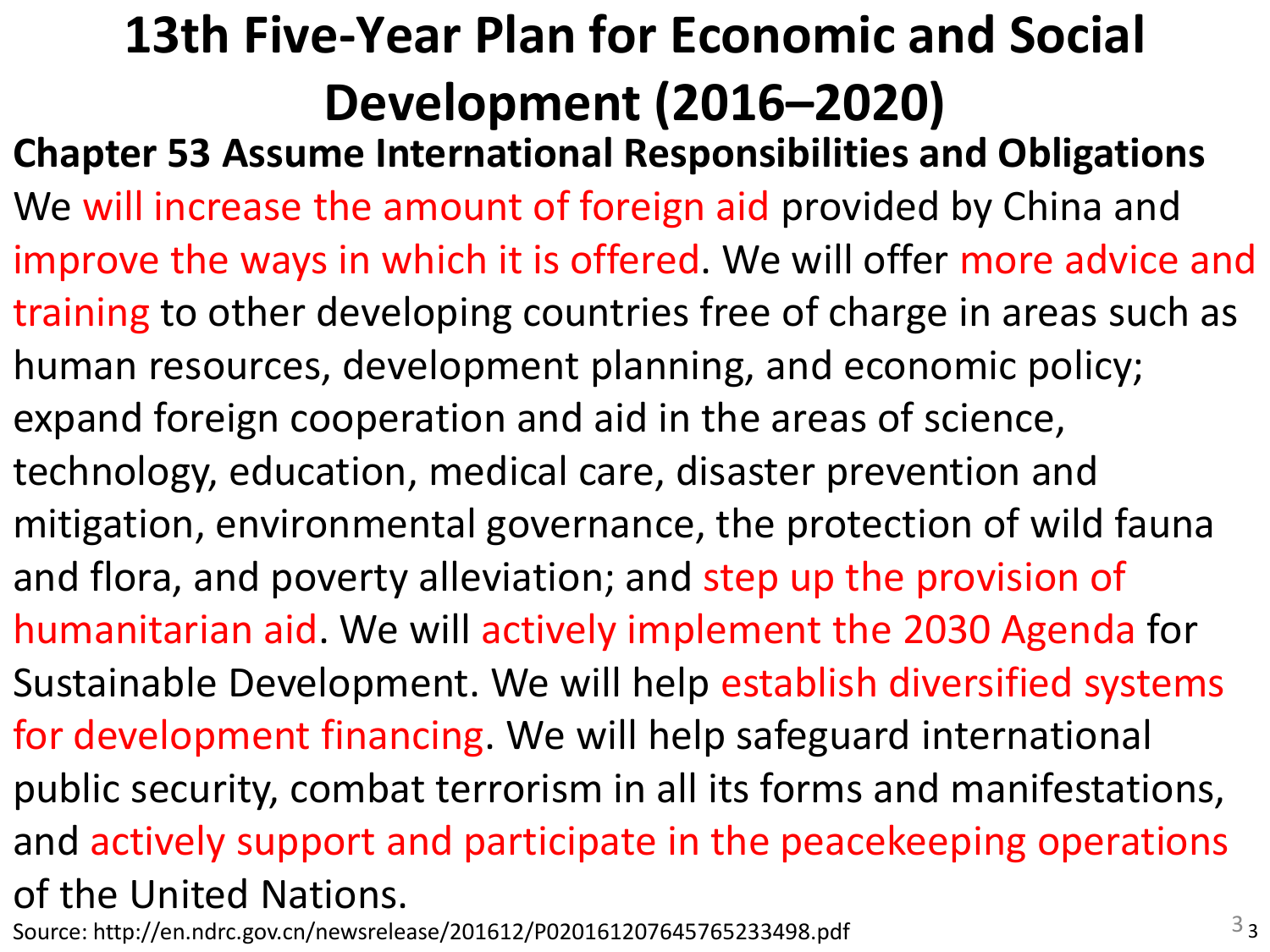# 13th Five-Year Plan for Economic and Social Development (2016–2020)

## Chapter 53 Assume International Responsibilities and Obligations

We will increase the amount of foreign aid provided by China and improve the ways in which it is offered. We will offer more advice and training to other developing countries free of charge in areas such as human resources, development planning, and economic policy; expand foreign cooperation and aid in the areas of science, technology, education, medical care, disaster prevention and mitigation, environmental governance, the protection of wild fauna and flora, and poverty alleviation; and step up the provision of humanitarian aid. We will actively implement the 2030 Agenda for Sustainable Development. We will help establish diversified systems for development financing. We will help safeguard international public security, combat terrorism in all its forms and manifestations, and actively support and participate in the peacekeeping operations of the United Nations.

Source: http://en.ndrc.gov.cn/newsrelease/201612/P020161207645765233498.pdf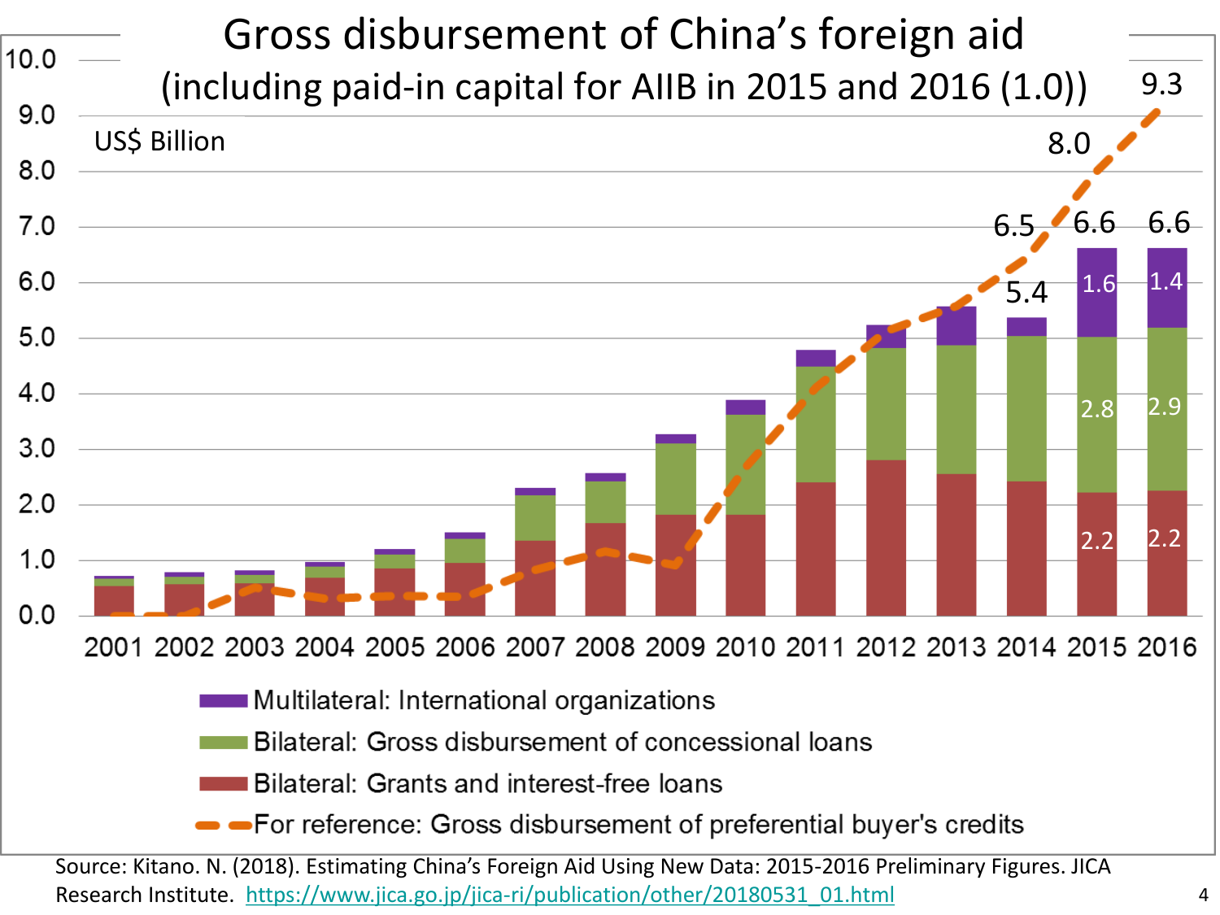# Gross disbursement of China's foreign aid
## (including paid-in capital for AIIB in 2015 and 2016 (1.0))

US$ Billion

| Year | Bilateral: Grants and interest-free loans | Bilateral: Gross disbursement of concessional loans | Multilateral: International organizations | Total | For reference: Gross disbursement of preferential buyer's credits |
|---|---|---|---|---|---|
| 2013 | | | | | |
| 2014 | | | | 5.4 | 6.5 |
| 2015 | 2.2 | 2.8 | 1.6 | 6.6 | 8.0 |
| 2016 | 2.2 | 2.9 | 1.4 | 6.6 | 9.3 |

Legend:
- Multilateral: International organizations
- Bilateral: Gross disbursement of concessional loans
- Bilateral: Grants and interest-free loans
- For reference: Gross disbursement of preferential buyer's credits

Source: Kitano. N. (2018). Estimating China's Foreign Aid Using New Data: 2015-2016 Preliminary Figures. JICA Research Institute. https://www.jica.go.jp/jica-ri/publication/other/20180531_01.html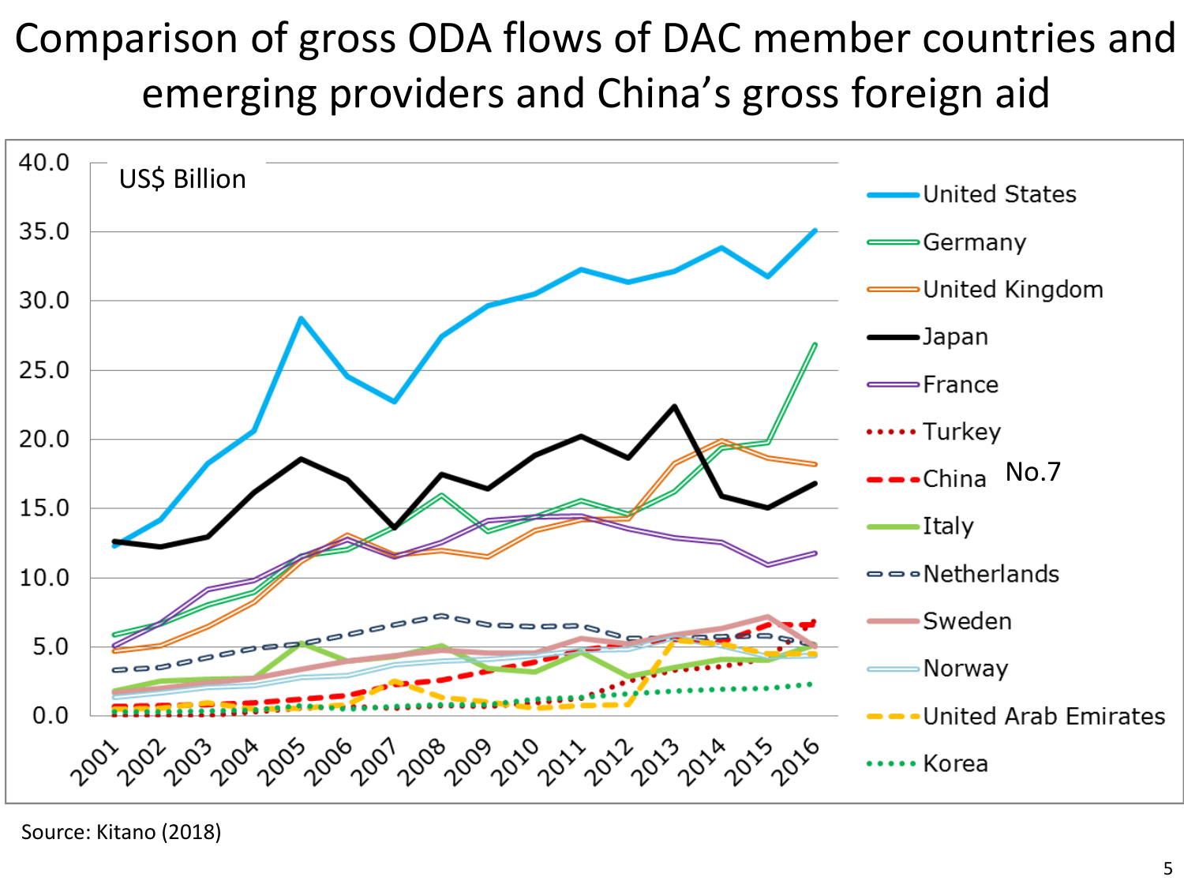# Comparison of gross ODA flows of DAC member countries and emerging providers and China's gross foreign aid

US$ Billion

40.0
35.0
30.0
25.0
20.0
15.0
10.0
5.0
0.0

2001 2002 2003 2004 2005 2006 2007 2008 2009 2010 2011 2012 2013 2014 2015 2016

United States
Germany
United Kingdom
Japan
France
Turkey
China No.7
Italy
Netherlands
Sweden
Norway
United Arab Emirates
Korea

Source: Kitano (2018)